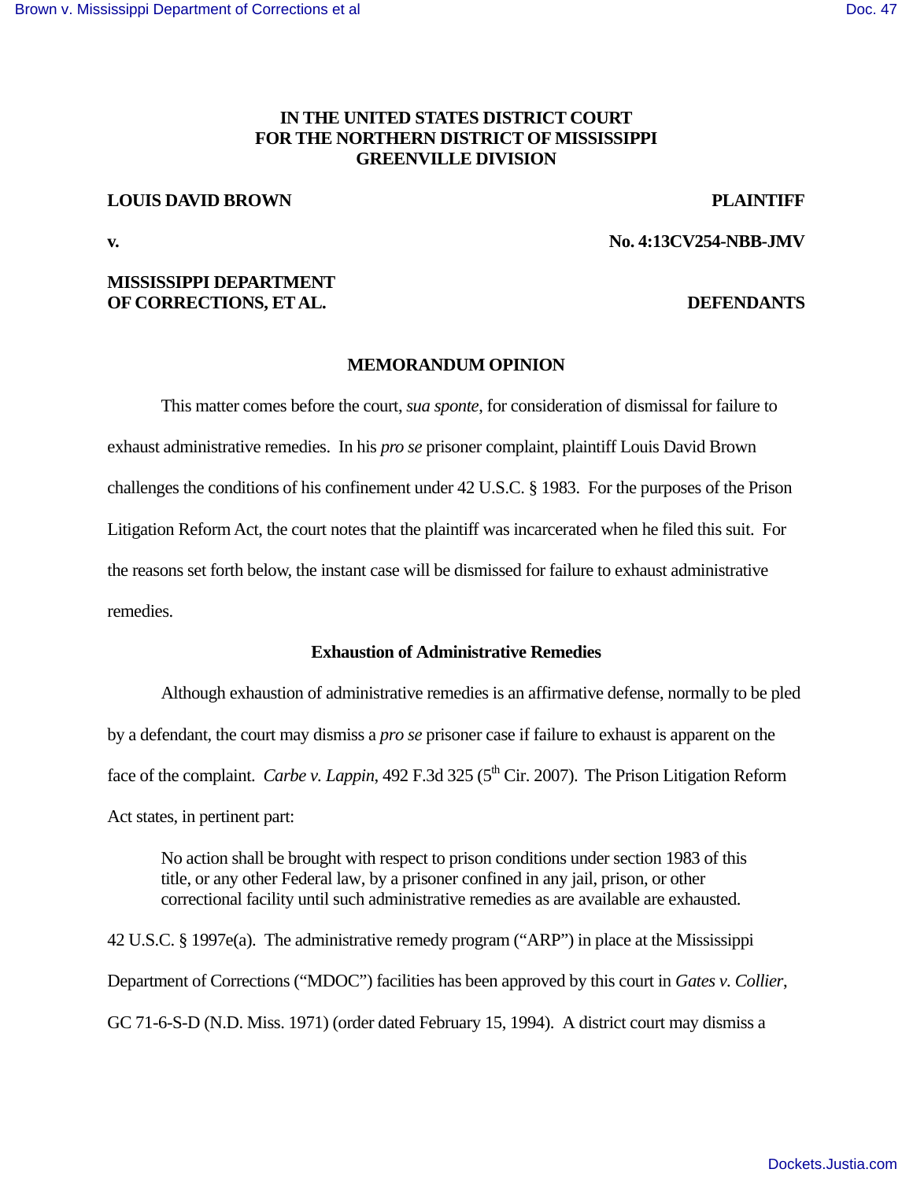**IN THE UNITED STATES DISTRICT COURT**
**FOR THE NORTHERN DISTRICT OF MISSISSIPPI**
**GREENVILLE DIVISION**

**LOUIS DAVID BROWN** **PLAINTIFF**

**v.** **No. 4:13CV254-NBB-JMV**

**MISSISSIPPI DEPARTMENT OF CORRECTIONS, ET AL.** **DEFENDANTS**

## MEMORANDUM OPINION

This matter comes before the court, *sua sponte*, for consideration of dismissal for failure to exhaust administrative remedies. In his *pro se* prisoner complaint, plaintiff Louis David Brown challenges the conditions of his confinement under 42 U.S.C. § 1983. For the purposes of the Prison Litigation Reform Act, the court notes that the plaintiff was incarcerated when he filed this suit. For the reasons set forth below, the instant case will be dismissed for failure to exhaust administrative remedies.

### Exhaustion of Administrative Remedies

Although exhaustion of administrative remedies is an affirmative defense, normally to be pled by a defendant, the court may dismiss a *pro se* prisoner case if failure to exhaust is apparent on the face of the complaint. *Carbe v. Lappin*, 492 F.3d 325 (5th Cir. 2007). The Prison Litigation Reform Act states, in pertinent part:

> No action shall be brought with respect to prison conditions under section 1983 of this title, or any other Federal law, by a prisoner confined in any jail, prison, or other correctional facility until such administrative remedies as are available are exhausted.

42 U.S.C. § 1997e(a). The administrative remedy program ("ARP") in place at the Mississippi Department of Corrections ("MDOC") facilities has been approved by this court in *Gates v. Collier*, GC 71-6-S-D (N.D. Miss. 1971) (order dated February 15, 1994). A district court may dismiss a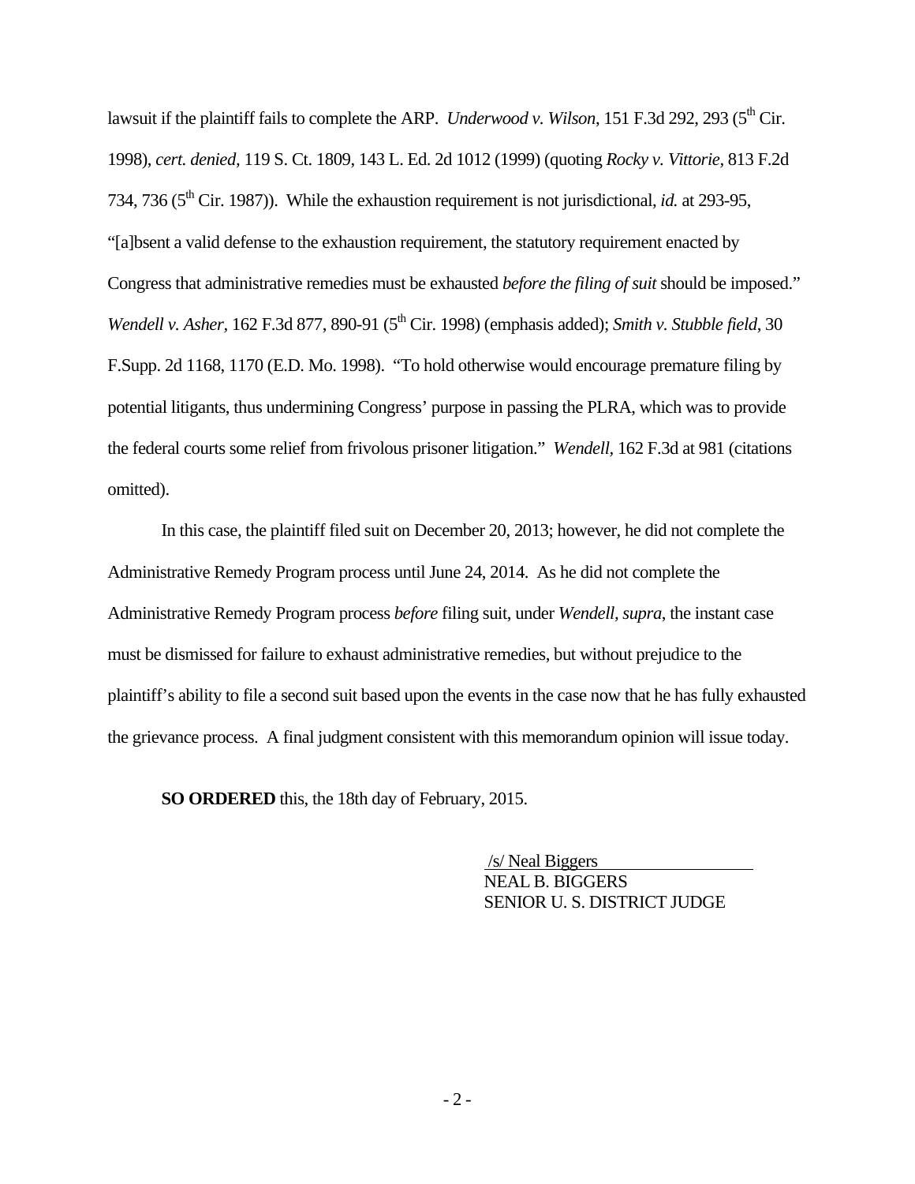lawsuit if the plaintiff fails to complete the ARP. *Underwood v. Wilson*, 151 F.3d 292, 293 (5th Cir. 1998), *cert. denied*, 119 S. Ct. 1809, 143 L. Ed. 2d 1012 (1999) (quoting *Rocky v. Vittorie*, 813 F.2d 734, 736 (5th Cir. 1987)). While the exhaustion requirement is not jurisdictional, *id.* at 293-95, "[a]bsent a valid defense to the exhaustion requirement, the statutory requirement enacted by Congress that administrative remedies must be exhausted *before the filing of suit* should be imposed." *Wendell v. Asher*, 162 F.3d 877, 890-91 (5th Cir. 1998) (emphasis added); *Smith v. Stubble field*, 30 F.Supp. 2d 1168, 1170 (E.D. Mo. 1998). "To hold otherwise would encourage premature filing by potential litigants, thus undermining Congress' purpose in passing the PLRA, which was to provide the federal courts some relief from frivolous prisoner litigation." *Wendell*, 162 F.3d at 981 (citations omitted).

In this case, the plaintiff filed suit on December 20, 2013; however, he did not complete the Administrative Remedy Program process until June 24, 2014. As he did not complete the Administrative Remedy Program process *before* filing suit, under *Wendell*, *supra*, the instant case must be dismissed for failure to exhaust administrative remedies, but without prejudice to the plaintiff's ability to file a second suit based upon the events in the case now that he has fully exhausted the grievance process. A final judgment consistent with this memorandum opinion will issue today.

**SO ORDERED** this, the 18th day of February, 2015.

/s/ Neal Biggers
NEAL B. BIGGERS
SENIOR U. S. DISTRICT JUDGE